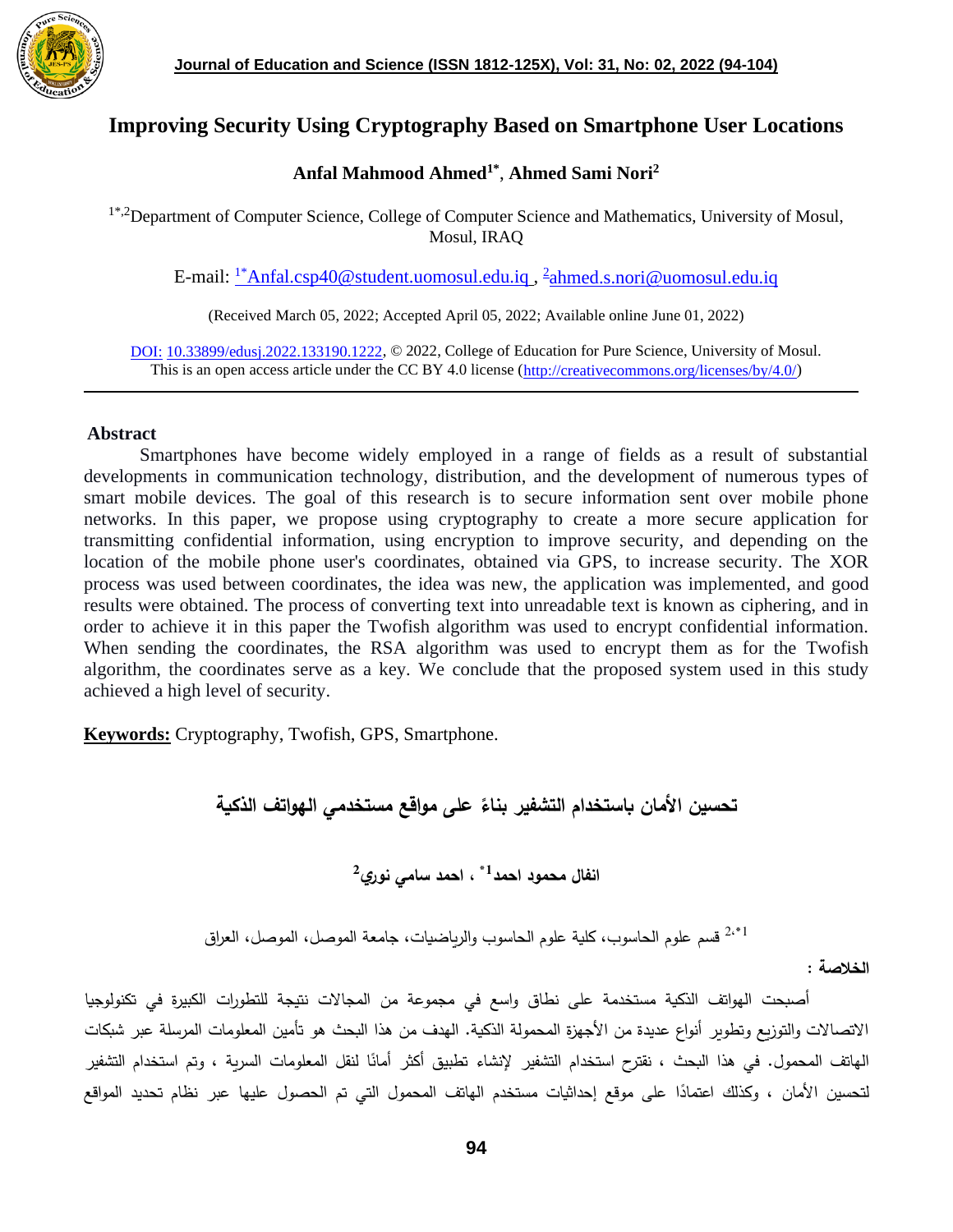# Improving Security Using Cryptography Based on Smartphone User Locations

**Anfal Mahmood Ahmed[1*], Ahmed Sami Nori[2]**

[1*,2]Department of Computer Science, College of Computer Science and Mathematics, University of Mosul, Mosul, IRAQ

E-mail: [1*]Anfal.csp40@student.uomosul.edu.iq , [2]ahmed.s.nori@uomosul.edu.iq

(Received March 05, 2022; Accepted April 05, 2022; Available online June 01, 2022)

DOI: 10.33899/edusj.2022.133190.1222, © 2022, College of Education for Pure Science, University of Mosul. This is an open access article under the CC BY 4.0 license (http://creativecommons.org/licenses/by/4.0/)

---

## Abstract

Smartphones have become widely employed in a range of fields as a result of substantial developments in communication technology, distribution, and the development of numerous types of smart mobile devices. The goal of this research is to secure information sent over mobile phone networks. In this paper, we propose using cryptography to create a more secure application for transmitting confidential information, using encryption to improve security, and depending on the location of the mobile phone user's coordinates, obtained via GPS, to increase security. The XOR process was used between coordinates, the idea was new, the application was implemented, and good results were obtained. The process of converting text into unreadable text is known as ciphering, and in order to achieve it in this paper the Twofish algorithm was used to encrypt confidential information. When sending the coordinates, the RSA algorithm was used to encrypt them as for the Twofish algorithm, the coordinates serve as a key. We conclude that the proposed system used in this study achieved a high level of security.

**Keywords:** Cryptography, Twofish, GPS, Smartphone.

# تحسين الأمان باستخدام التشفير بناءً على مواقع مستخدمي الهواتف الذكية

**انفال محمود احمد[1*] ، احمد سامي نوري[2]**

[1*,2] قسم علوم الحاسوب، كلية علوم الحاسوب والرياضيات، جامعة الموصل، الموصل، العراق

**الخلاصة :**

أصبحت الهواتف الذكية مستخدمة على نطاق واسع في مجموعة من المجالات نتيجة للتطورات الكبيرة في تكنولوجيا الاتصالات والتوزيع وتطوير أنواع عديدة من الأجهزة المحمولة الذكية. الهدف من هذا البحث هو تأمين المعلومات المرسلة عبر شبكات الهاتف المحمول. في هذا البحث ، نقترح استخدام التشفير لإنشاء تطبيق أكثر أمانًا لنقل المعلومات السرية ، وتم استخدام التشفير لتحسين الأمان ، وكذلك اعتمادًا على موقع إحداثيات مستخدم الهاتف المحمول التي تم الحصول عليها عبر نظام تحديد المواقع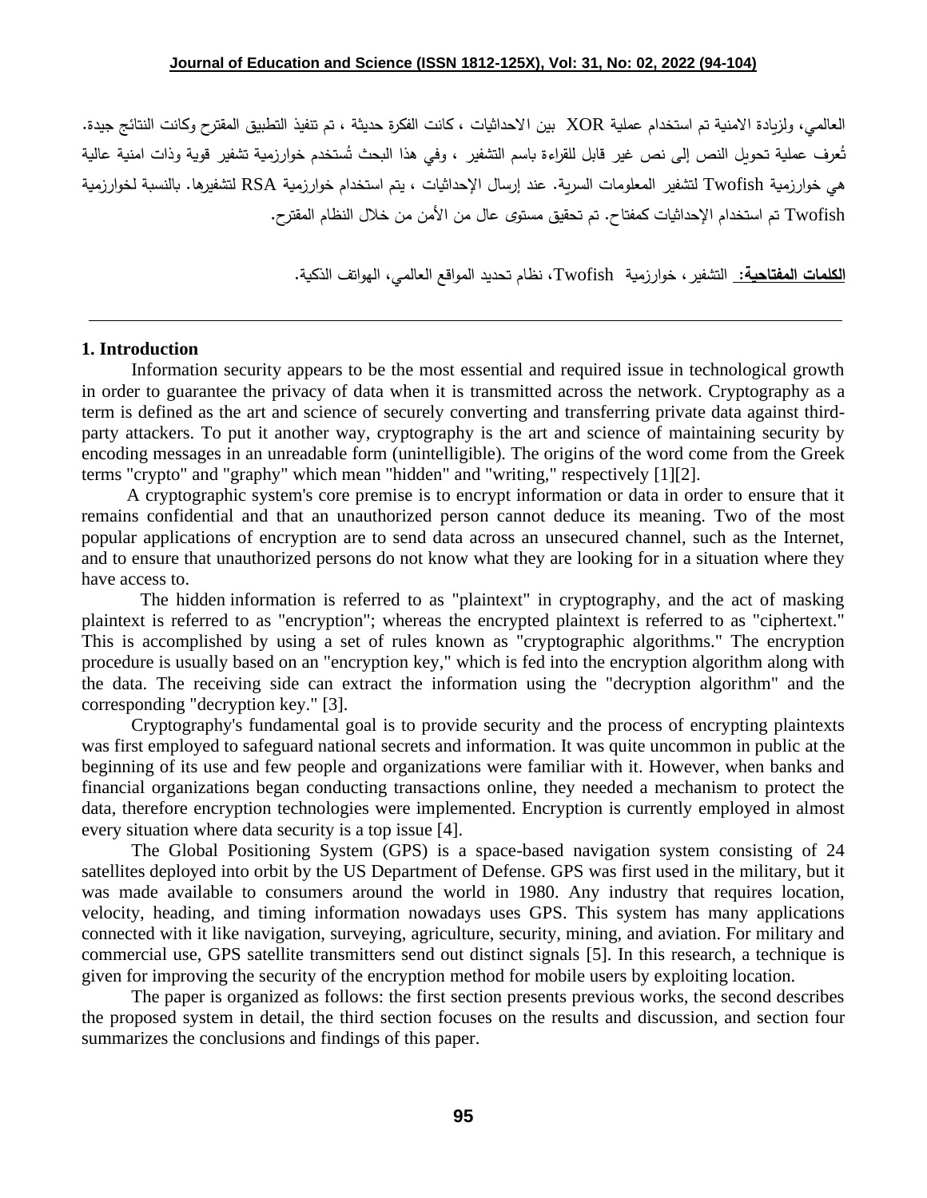العالمي، ولزيادة الامنية تم استخدام عملية XOR بين الاحداثيات ، كانت الفكرة حديثة ، تم تنفيذ التطبيق المقترح وكانت النتائج جيدة. تُعرف عملية تحويل النص إلى نص غير قابل للقراءة باسم التشفير ، وفي هذا البحث تُستخدم خوارزمية تشفير قوية وذات امنية عالية هي خوارزمية Twofish لتشفير المعلومات السرية. عند إرسال الإحداثيات ، يتم استخدام خوارزمية RSA لتشفيرها. بالنسبة لخوارزمية Twofish تم استخدام الإحداثيات كمفتاح. تم تحقيق مستوى عال من الأمن من خلال النظام المقترح.

**الكلمات المفتاحية:** التشفير، خوارزمية Twofish، نظام تحديد المواقع العالمي، الهواتف الذكية.

---

## 1. Introduction

Information security appears to be the most essential and required issue in technological growth in order to guarantee the privacy of data when it is transmitted across the network. Cryptography as a term is defined as the art and science of securely converting and transferring private data against third-party attackers. To put it another way, cryptography is the art and science of maintaining security by encoding messages in an unreadable form (unintelligible). The origins of the word come from the Greek terms "crypto" and "graphy" which mean "hidden" and "writing," respectively [1][2].

A cryptographic system's core premise is to encrypt information or data in order to ensure that it remains confidential and that an unauthorized person cannot deduce its meaning. Two of the most popular applications of encryption are to send data across an unsecured channel, such as the Internet, and to ensure that unauthorized persons do not know what they are looking for in a situation where they have access to.

The hidden information is referred to as "plaintext" in cryptography, and the act of masking plaintext is referred to as "encryption"; whereas the encrypted plaintext is referred to as "ciphertext." This is accomplished by using a set of rules known as "cryptographic algorithms." The encryption procedure is usually based on an "encryption key," which is fed into the encryption algorithm along with the data. The receiving side can extract the information using the "decryption algorithm" and the corresponding "decryption key." [3].

Cryptography's fundamental goal is to provide security and the process of encrypting plaintexts was first employed to safeguard national secrets and information. It was quite uncommon in public at the beginning of its use and few people and organizations were familiar with it. However, when banks and financial organizations began conducting transactions online, they needed a mechanism to protect the data, therefore encryption technologies were implemented. Encryption is currently employed in almost every situation where data security is a top issue [4].

The Global Positioning System (GPS) is a space-based navigation system consisting of 24 satellites deployed into orbit by the US Department of Defense. GPS was first used in the military, but it was made available to consumers around the world in 1980. Any industry that requires location, velocity, heading, and timing information nowadays uses GPS. This system has many applications connected with it like navigation, surveying, agriculture, security, mining, and aviation. For military and commercial use, GPS satellite transmitters send out distinct signals [5]. In this research, a technique is given for improving the security of the encryption method for mobile users by exploiting location.

The paper is organized as follows: the first section presents previous works, the second describes the proposed system in detail, the third section focuses on the results and discussion, and section four summarizes the conclusions and findings of this paper.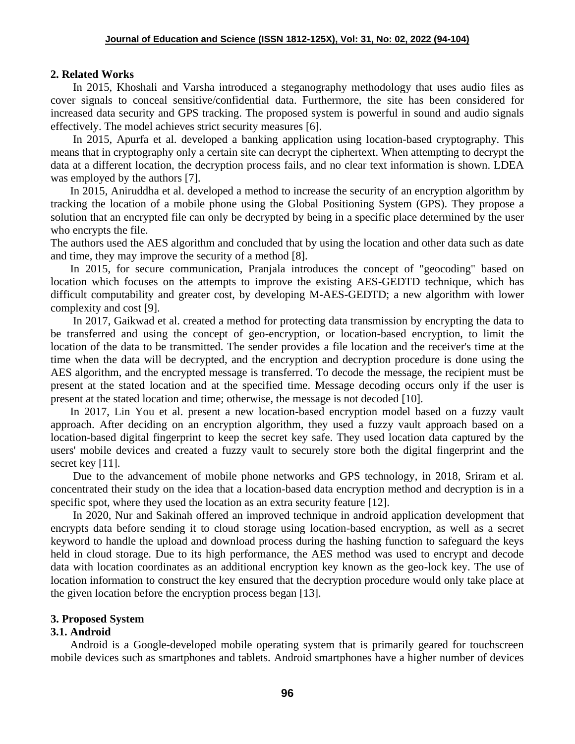## 2. Related Works

In 2015, Khoshali and Varsha introduced a steganography methodology that uses audio files as cover signals to conceal sensitive/confidential data. Furthermore, the site has been considered for increased data security and GPS tracking. The proposed system is powerful in sound and audio signals effectively. The model achieves strict security measures [6].

In 2015, Apurfa et al. developed a banking application using location-based cryptography. This means that in cryptography only a certain site can decrypt the ciphertext. When attempting to decrypt the data at a different location, the decryption process fails, and no clear text information is shown. LDEA was employed by the authors [7].

In 2015, Aniruddha et al. developed a method to increase the security of an encryption algorithm by tracking the location of a mobile phone using the Global Positioning System (GPS). They propose a solution that an encrypted file can only be decrypted by being in a specific place determined by the user who encrypts the file.

The authors used the AES algorithm and concluded that by using the location and other data such as date and time, they may improve the security of a method [8].

In 2015, for secure communication, Pranjala introduces the concept of "geocoding" based on location which focuses on the attempts to improve the existing AES-GEDTD technique, which has difficult computability and greater cost, by developing M-AES-GEDTD; a new algorithm with lower complexity and cost [9].

In 2017, Gaikwad et al. created a method for protecting data transmission by encrypting the data to be transferred and using the concept of geo-encryption, or location-based encryption, to limit the location of the data to be transmitted. The sender provides a file location and the receiver's time at the time when the data will be decrypted, and the encryption and decryption procedure is done using the AES algorithm, and the encrypted message is transferred. To decode the message, the recipient must be present at the stated location and at the specified time. Message decoding occurs only if the user is present at the stated location and time; otherwise, the message is not decoded [10].

In 2017, Lin You et al. present a new location-based encryption model based on a fuzzy vault approach. After deciding on an encryption algorithm, they used a fuzzy vault approach based on a location-based digital fingerprint to keep the secret key safe. They used location data captured by the users' mobile devices and created a fuzzy vault to securely store both the digital fingerprint and the secret key [11].

Due to the advancement of mobile phone networks and GPS technology, in 2018, Sriram et al. concentrated their study on the idea that a location-based data encryption method and decryption is in a specific spot, where they used the location as an extra security feature [12].

In 2020, Nur and Sakinah offered an improved technique in android application development that encrypts data before sending it to cloud storage using location-based encryption, as well as a secret keyword to handle the upload and download process during the hashing function to safeguard the keys held in cloud storage. Due to its high performance, the AES method was used to encrypt and decode data with location coordinates as an additional encryption key known as the geo-lock key. The use of location information to construct the key ensured that the decryption procedure would only take place at the given location before the encryption process began [13].

## 3. Proposed System

### 3.1. Android

Android is a Google-developed mobile operating system that is primarily geared for touchscreen mobile devices such as smartphones and tablets. Android smartphones have a higher number of devices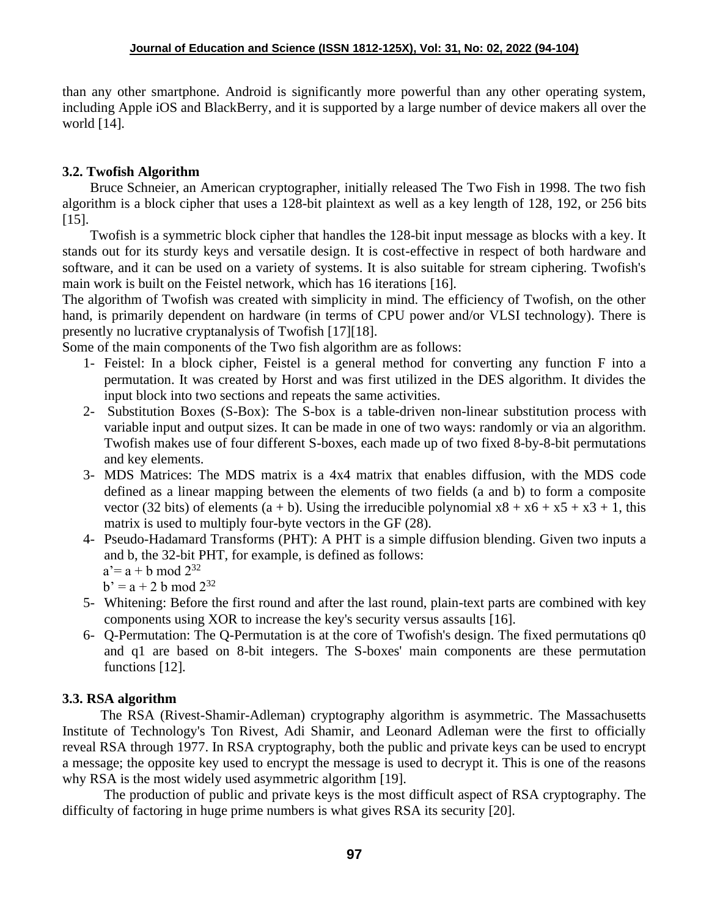than any other smartphone. Android is significantly more powerful than any other operating system, including Apple iOS and BlackBerry, and it is supported by a large number of device makers all over the world [14].

### 3.2. Twofish Algorithm

Bruce Schneier, an American cryptographer, initially released The Two Fish in 1998. The two fish algorithm is a block cipher that uses a 128-bit plaintext as well as a key length of 128, 192, or 256 bits [15].

Twofish is a symmetric block cipher that handles the 128-bit input message as blocks with a key. It stands out for its sturdy keys and versatile design. It is cost-effective in respect of both hardware and software, and it can be used on a variety of systems. It is also suitable for stream ciphering. Twofish's main work is built on the Feistel network, which has 16 iterations [16].

The algorithm of Twofish was created with simplicity in mind. The efficiency of Twofish, on the other hand, is primarily dependent on hardware (in terms of CPU power and/or VLSI technology). There is presently no lucrative cryptanalysis of Twofish [17][18].

Some of the main components of the Two fish algorithm are as follows:

1- Feistel: In a block cipher, Feistel is a general method for converting any function F into a permutation. It was created by Horst and was first utilized in the DES algorithm. It divides the input block into two sections and repeats the same activities.
2- Substitution Boxes (S-Box): The S-box is a table-driven non-linear substitution process with variable input and output sizes. It can be made in one of two ways: randomly or via an algorithm. Twofish makes use of four different S-boxes, each made up of two fixed 8-by-8-bit permutations and key elements.
3- MDS Matrices: The MDS matrix is a 4x4 matrix that enables diffusion, with the MDS code defined as a linear mapping between the elements of two fields (a and b) to form a composite vector (32 bits) of elements (a + b). Using the irreducible polynomial $x8 + x6 + x5 + x3 + 1$, this matrix is used to multiply four-byte vectors in the GF (28).
4- Pseudo-Hadamard Transforms (PHT): A PHT is a simple diffusion blending. Given two inputs a and b, the 32-bit PHT, for example, is defined as follows:
   $a' = a + b \bmod 2^{32}$
   $b' = a + 2\,b \bmod 2^{32}$
5- Whitening: Before the first round and after the last round, plain-text parts are combined with key components using XOR to increase the key's security versus assaults [16].
6- Q-Permutation: The Q-Permutation is at the core of Twofish's design. The fixed permutations q0 and q1 are based on 8-bit integers. The S-boxes' main components are these permutation functions [12].

### 3.3. RSA algorithm

The RSA (Rivest-Shamir-Adleman) cryptography algorithm is asymmetric. The Massachusetts Institute of Technology's Ton Rivest, Adi Shamir, and Leonard Adleman were the first to officially reveal RSA through 1977. In RSA cryptography, both the public and private keys can be used to encrypt a message; the opposite key used to encrypt the message is used to decrypt it. This is one of the reasons why RSA is the most widely used asymmetric algorithm [19].

The production of public and private keys is the most difficult aspect of RSA cryptography. The difficulty of factoring in huge prime numbers is what gives RSA its security [20].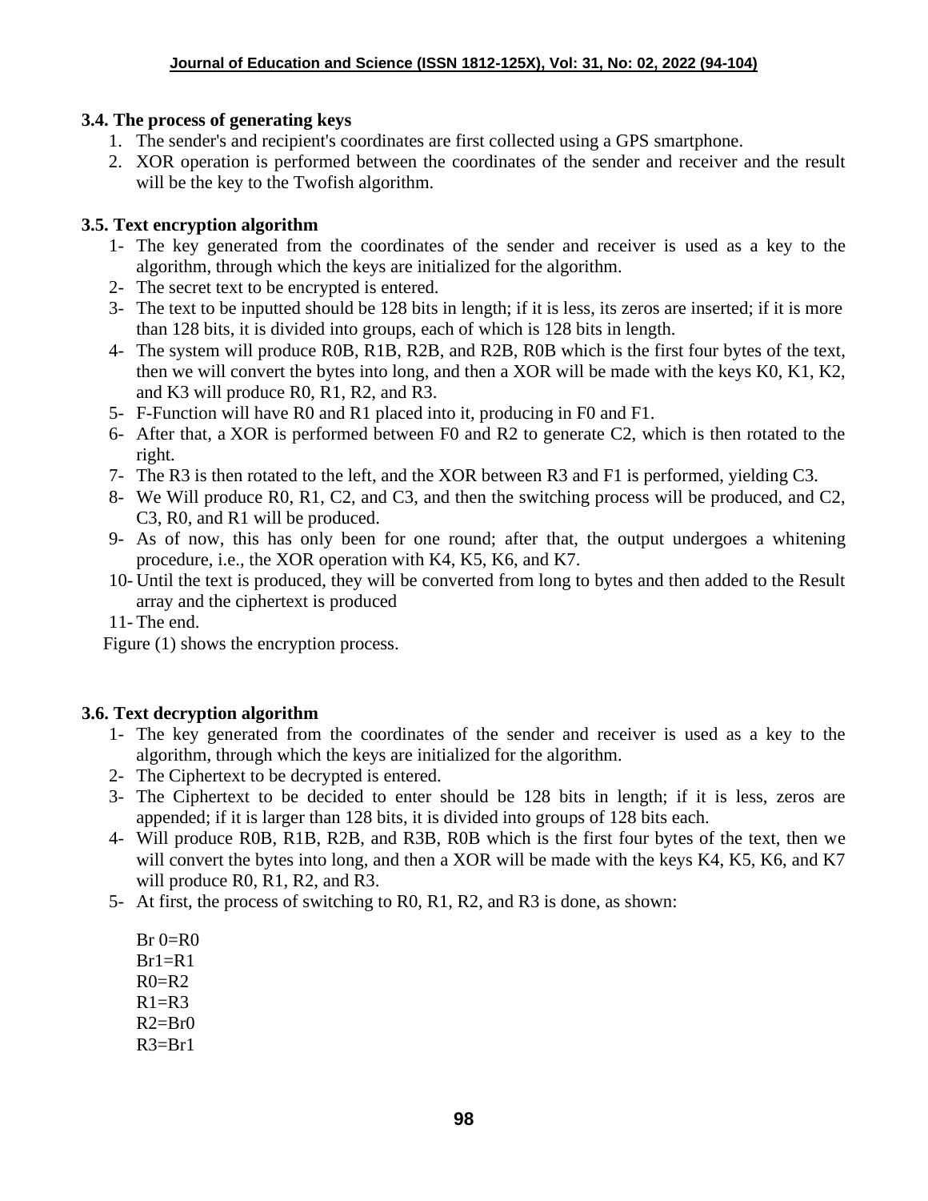### 3.4. The process of generating keys

1. The sender's and recipient's coordinates are first collected using a GPS smartphone.
2. XOR operation is performed between the coordinates of the sender and receiver and the result will be the key to the Twofish algorithm.

### 3.5. Text encryption algorithm

1- The key generated from the coordinates of the sender and receiver is used as a key to the algorithm, through which the keys are initialized for the algorithm.
2- The secret text to be encrypted is entered.
3- The text to be inputted should be 128 bits in length; if it is less, its zeros are inserted; if it is more than 128 bits, it is divided into groups, each of which is 128 bits in length.
4- The system will produce R0B, R1B, R2B, and R2B, R0B which is the first four bytes of the text, then we will convert the bytes into long, and then a XOR will be made with the keys K0, K1, K2, and K3 will produce R0, R1, R2, and R3.
5- F-Function will have R0 and R1 placed into it, producing in F0 and F1.
6- After that, a XOR is performed between F0 and R2 to generate C2, which is then rotated to the right.
7- The R3 is then rotated to the left, and the XOR between R3 and F1 is performed, yielding C3.
8- We Will produce R0, R1, C2, and C3, and then the switching process will be produced, and C2, C3, R0, and R1 will be produced.
9- As of now, this has only been for one round; after that, the output undergoes a whitening procedure, i.e., the XOR operation with K4, K5, K6, and K7.
10- Until the text is produced, they will be converted from long to bytes and then added to the Result array and the ciphertext is produced
11- The end.

Figure (1) shows the encryption process.

### 3.6. Text decryption algorithm

1- The key generated from the coordinates of the sender and receiver is used as a key to the algorithm, through which the keys are initialized for the algorithm.
2- The Ciphertext to be decrypted is entered.
3- The Ciphertext to be decided to enter should be 128 bits in length; if it is less, zeros are appended; if it is larger than 128 bits, it is divided into groups of 128 bits each.
4- Will produce R0B, R1B, R2B, and R3B, R0B which is the first four bytes of the text, then we will convert the bytes into long, and then a XOR will be made with the keys K4, K5, K6, and K7 will produce R0, R1, R2, and R3.
5- At first, the process of switching to R0, R1, R2, and R3 is done, as shown:

Br 0=R0
Br1=R1
R0=R2
R1=R3
R2=Br0
R3=Br1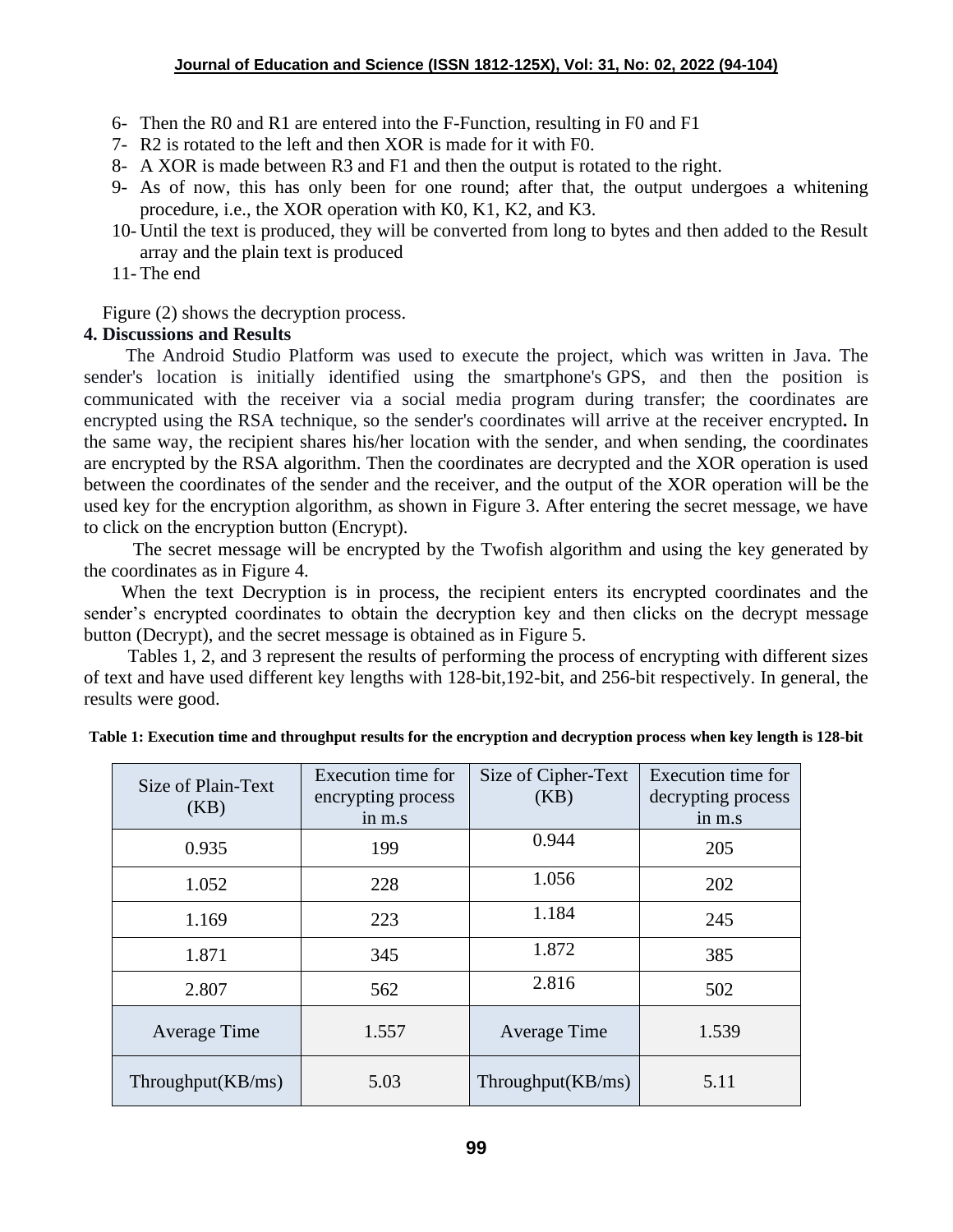6- Then the R0 and R1 are entered into the F-Function, resulting in F0 and F1
7- R2 is rotated to the left and then XOR is made for it with F0.
8- A XOR is made between R3 and F1 and then the output is rotated to the right.
9- As of now, this has only been for one round; after that, the output undergoes a whitening procedure, i.e., the XOR operation with K0, K1, K2, and K3.
10- Until the text is produced, they will be converted from long to bytes and then added to the Result array and the plain text is produced
11- The end

Figure (2) shows the decryption process.

## 4. Discussions and Results

The Android Studio Platform was used to execute the project, which was written in Java. The sender's location is initially identified using the smartphone's GPS, and then the position is communicated with the receiver via a social media program during transfer; the coordinates are encrypted using the RSA technique, so the sender's coordinates will arrive at the receiver encrypted**.** In the same way, the recipient shares his/her location with the sender, and when sending, the coordinates are encrypted by the RSA algorithm. Then the coordinates are decrypted and the XOR operation is used between the coordinates of the sender and the receiver, and the output of the XOR operation will be the used key for the encryption algorithm, as shown in Figure 3. After entering the secret message, we have to click on the encryption button (Encrypt).

The secret message will be encrypted by the Twofish algorithm and using the key generated by the coordinates as in Figure 4.

When the text Decryption is in process, the recipient enters its encrypted coordinates and the sender's encrypted coordinates to obtain the decryption key and then clicks on the decrypt message button (Decrypt), and the secret message is obtained as in Figure 5.

Tables 1, 2, and 3 represent the results of performing the process of encrypting with different sizes of text and have used different key lengths with 128-bit,192-bit, and 256-bit respectively. In general, the results were good.

**Table 1: Execution time and throughput results for the encryption and decryption process when key length is 128-bit**

| Size of Plain-Text (KB) | Execution time for encrypting process in m.s | Size of Cipher-Text (KB) | Execution time for decrypting process in m.s |
|---|---|---|---|
| 0.935 | 199 | 0.944 | 205 |
| 1.052 | 228 | 1.056 | 202 |
| 1.169 | 223 | 1.184 | 245 |
| 1.871 | 345 | 1.872 | 385 |
| 2.807 | 562 | 2.816 | 502 |
| Average Time | 1.557 | Average Time | 1.539 |
| Throughput(KB/ms) | 5.03 | Throughput(KB/ms) | 5.11 |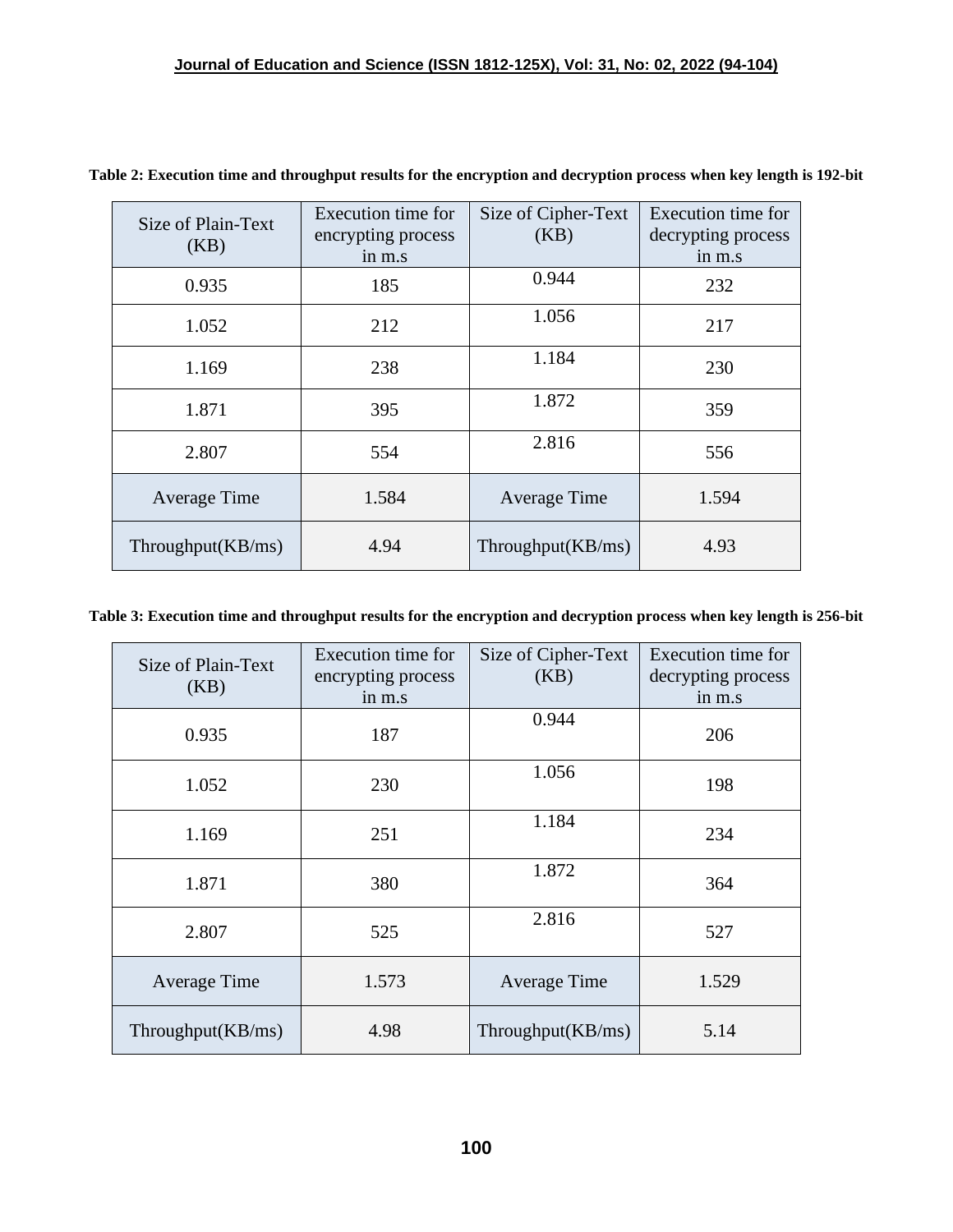**Table 2: Execution time and throughput results for the encryption and decryption process when key length is 192-bit**

| Size of Plain-Text (KB) | Execution time for encrypting process in m.s | Size of Cipher-Text (KB) | Execution time for decrypting process in m.s |
|---|---|---|---|
| 0.935 | 185 | 0.944 | 232 |
| 1.052 | 212 | 1.056 | 217 |
| 1.169 | 238 | 1.184 | 230 |
| 1.871 | 395 | 1.872 | 359 |
| 2.807 | 554 | 2.816 | 556 |
| Average Time | 1.584 | Average Time | 1.594 |
| Throughput(KB/ms) | 4.94 | Throughput(KB/ms) | 4.93 |

**Table 3: Execution time and throughput results for the encryption and decryption process when key length is 256-bit**

| Size of Plain-Text (KB) | Execution time for encrypting process in m.s | Size of Cipher-Text (KB) | Execution time for decrypting process in m.s |
|---|---|---|---|
| 0.935 | 187 | 0.944 | 206 |
| 1.052 | 230 | 1.056 | 198 |
| 1.169 | 251 | 1.184 | 234 |
| 1.871 | 380 | 1.872 | 364 |
| 2.807 | 525 | 2.816 | 527 |
| Average Time | 1.573 | Average Time | 1.529 |
| Throughput(KB/ms) | 4.98 | Throughput(KB/ms) | 5.14 |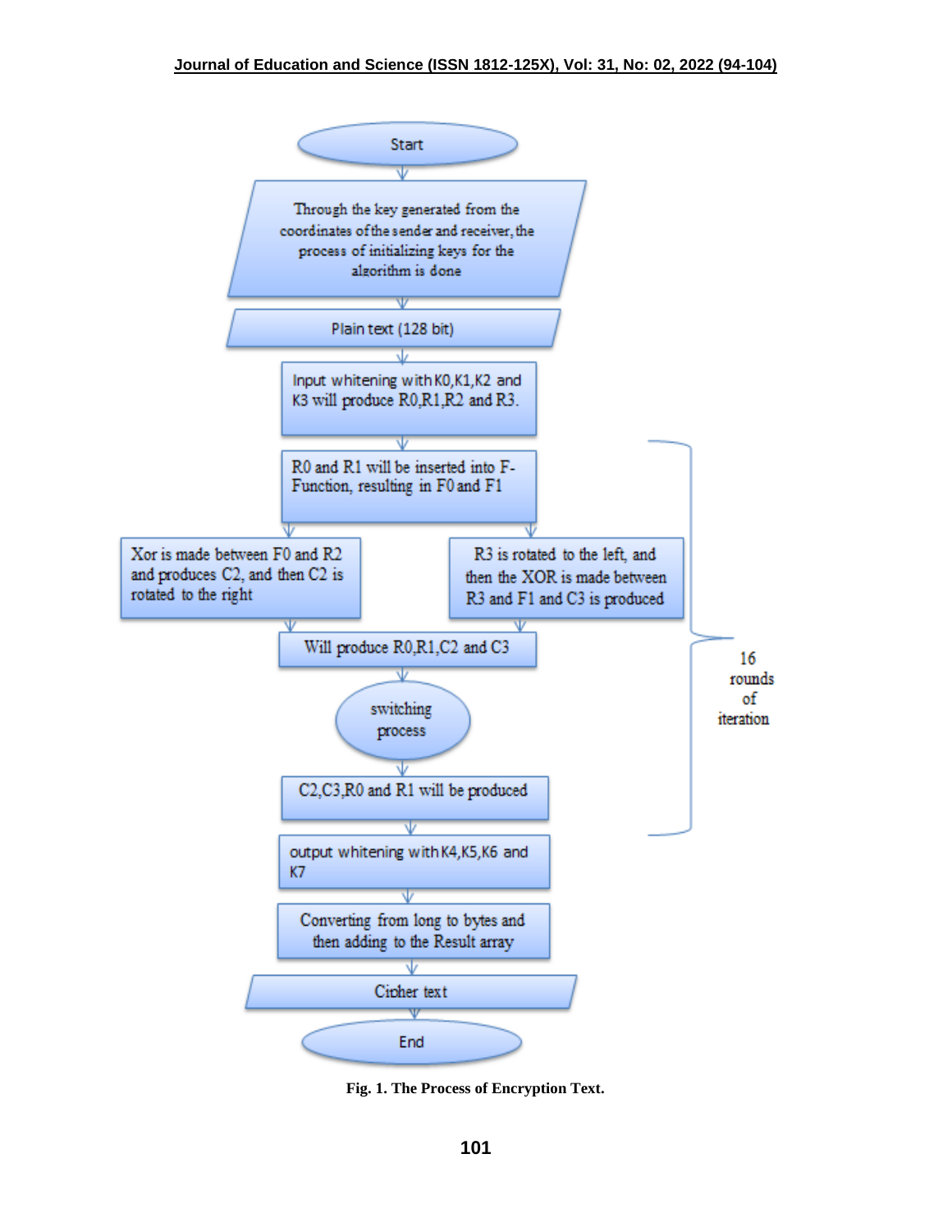Start

Through the key generated from the coordinates of the sender and receiver, the process of initializing keys for the algorithm is done

Plain text (128 bit)

Input whitening with K0,K1,K2 and K3 will produce R0,R1,R2 and R3.

R0 and R1 will be inserted into F-Function, resulting in F0 and F1

Xor is made between F0 and R2 and produces C2, and then C2 is rotated to the right

R3 is rotated to the left, and then the XOR is made between R3 and F1 and C3 is produced

Will produce R0,R1,C2 and C3

switching process

C2,C3,R0 and R1 will be produced

16 rounds of iteration

output whitening with K4,K5,K6 and K7

Converting from long to bytes and then adding to the Result array

Cipher text

End

**Fig. 1. The Process of Encryption Text.**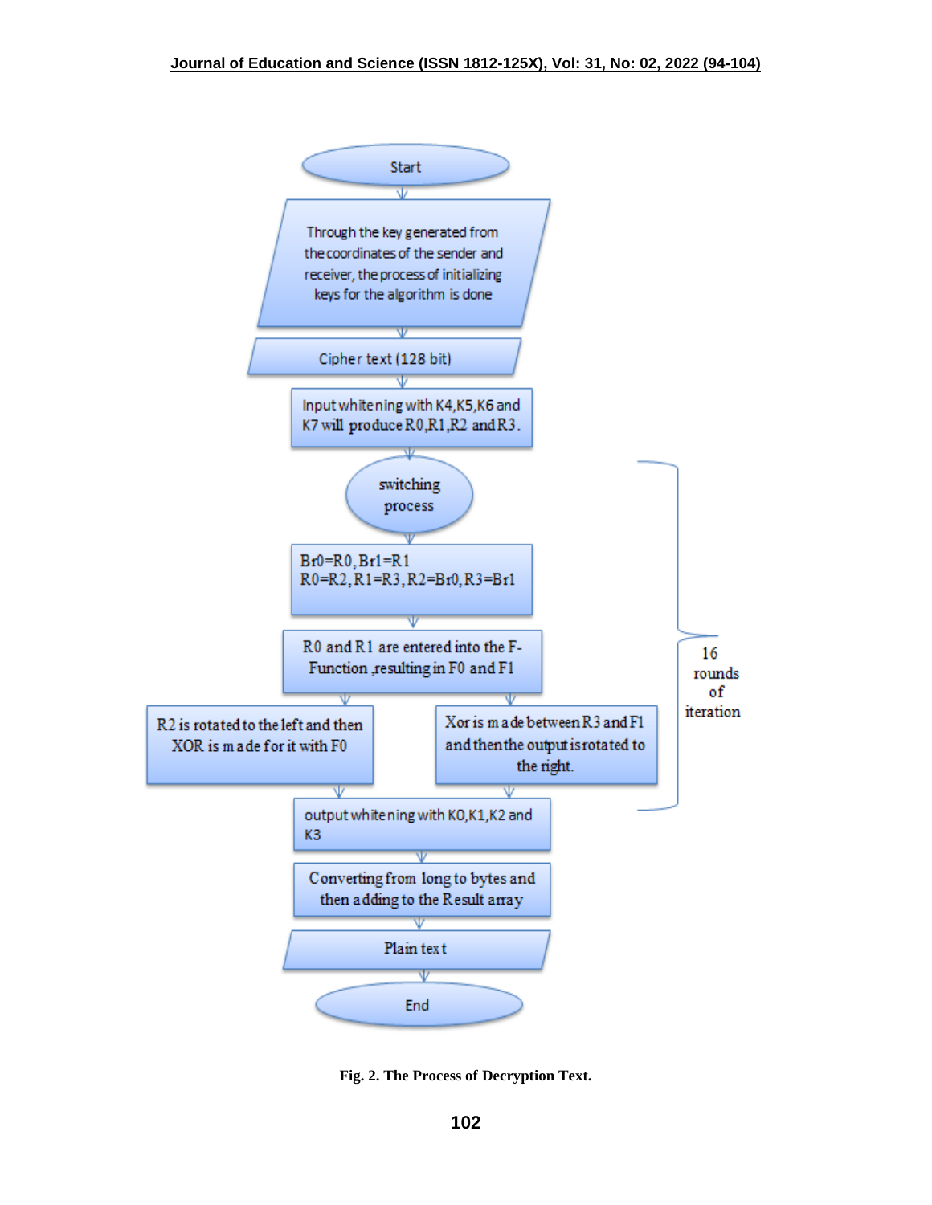Start

Through the key generated from the coordinates of the sender and receiver, the process of initializing keys for the algorithm is done

Cipher text (128 bit)

Input whitening with K4,K5,K6 and K7 will produce R0,R1,R2 and R3.

switching process

Br0=R0, Br1=R1
R0=R2, R1=R3, R2=Br0, R3=Br1

R0 and R1 are entered into the F-Function ,resulting in F0 and F1

R2 is rotated to the left and then XOR is made for it with F0

Xor is made between R3 and F1 and then the output is rotated to the right.

16 rounds of iteration

output whitening with K0,K1,K2 and K3

Converting from long to bytes and then adding to the Result array

Plain text

End

**Fig. 2. The Process of Decryption Text.**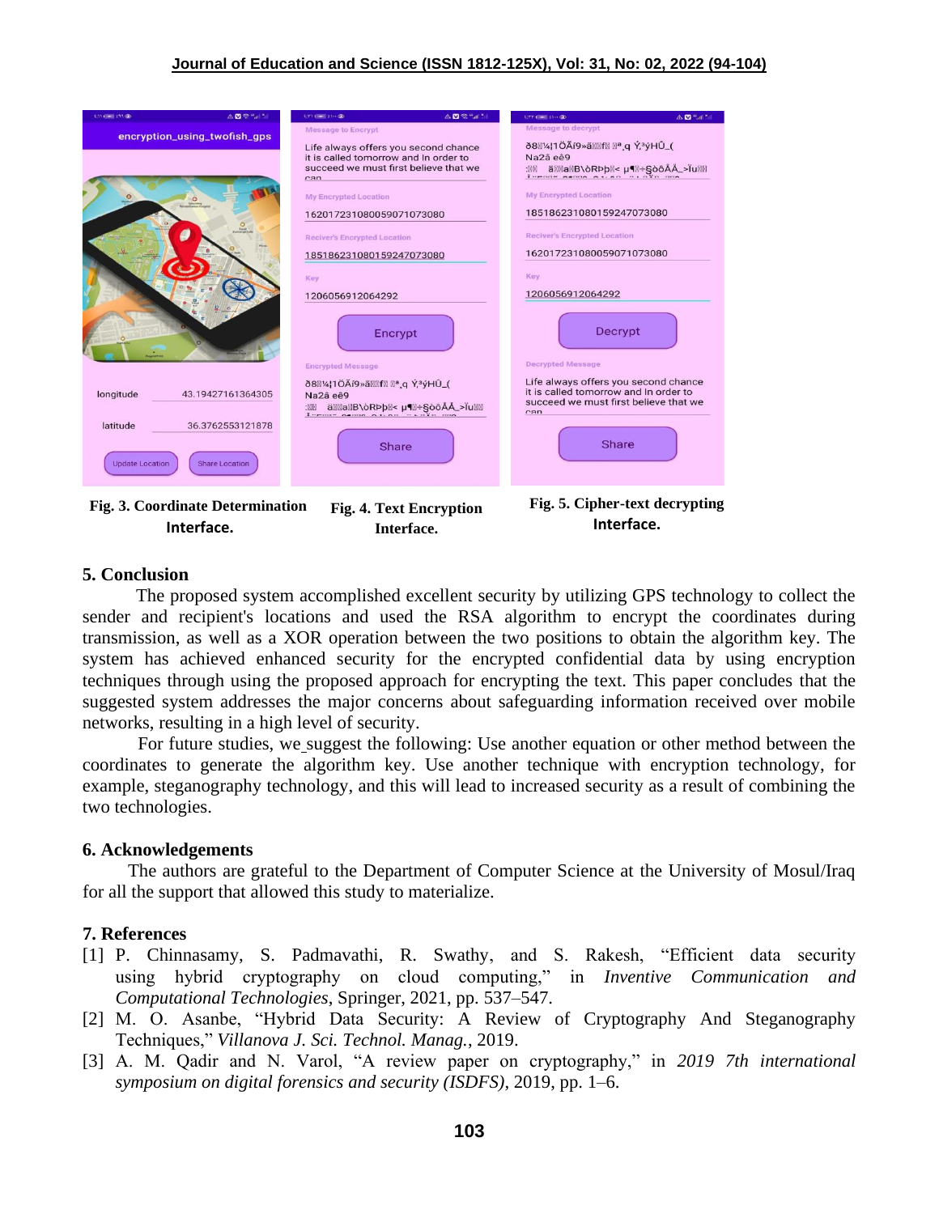Fig. 3. Coordinate Determination Interface.

Fig. 4. Text Encryption Interface.

Fig. 5. Cipher-text decrypting Interface.

## 5. Conclusion

The proposed system accomplished excellent security by utilizing GPS technology to collect the sender and recipient's locations and used the RSA algorithm to encrypt the coordinates during transmission, as well as a XOR operation between the two positions to obtain the algorithm key. The system has achieved enhanced security for the encrypted confidential data by using encryption techniques through using the proposed approach for encrypting the text. This paper concludes that the suggested system addresses the major concerns about safeguarding information received over mobile networks, resulting in a high level of security.

For future studies, we suggest the following: Use another equation or other method between the coordinates to generate the algorithm key. Use another technique with encryption technology, for example, steganography technology, and this will lead to increased security as a result of combining the two technologies.

## 6. Acknowledgements

The authors are grateful to the Department of Computer Science at the University of Mosul/Iraq for all the support that allowed this study to materialize.

## 7. References

[1] P. Chinnasamy, S. Padmavathi, R. Swathy, and S. Rakesh, "Efficient data security using hybrid cryptography on cloud computing," in *Inventive Communication and Computational Technologies*, Springer, 2021, pp. 537–547.

[2] M. O. Asanbe, "Hybrid Data Security: A Review of Cryptography And Steganography Techniques," *Villanova J. Sci. Technol. Manag.*, 2019.

[3] A. M. Qadir and N. Varol, "A review paper on cryptography," in *2019 7th international symposium on digital forensics and security (ISDFS)*, 2019, pp. 1–6.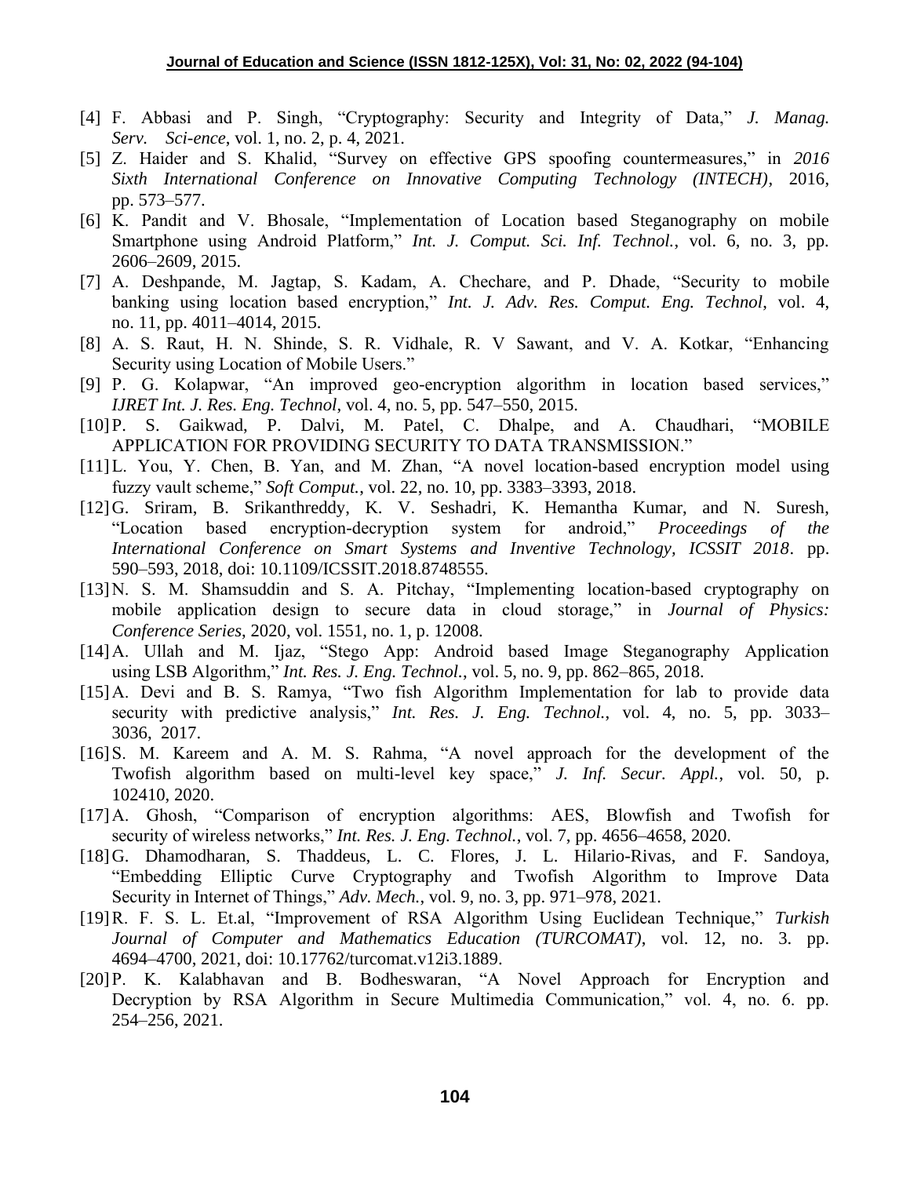[4] F. Abbasi and P. Singh, "Cryptography: Security and Integrity of Data," *J. Manag. Serv. Sci-ence*, vol. 1, no. 2, p. 4, 2021.

[5] Z. Haider and S. Khalid, "Survey on effective GPS spoofing countermeasures," in *2016 Sixth International Conference on Innovative Computing Technology (INTECH)*, 2016, pp. 573–577.

[6] K. Pandit and V. Bhosale, "Implementation of Location based Steganography on mobile Smartphone using Android Platform," *Int. J. Comput. Sci. Inf. Technol.*, vol. 6, no. 3, pp. 2606–2609, 2015.

[7] A. Deshpande, M. Jagtap, S. Kadam, A. Chechare, and P. Dhade, "Security to mobile banking using location based encryption," *Int. J. Adv. Res. Comput. Eng. Technol*, vol. 4, no. 11, pp. 4011–4014, 2015.

[8] A. S. Raut, H. N. Shinde, S. R. Vidhale, R. V Sawant, and V. A. Kotkar, "Enhancing Security using Location of Mobile Users."

[9] P. G. Kolapwar, "An improved geo-encryption algorithm in location based services," *IJRET Int. J. Res. Eng. Technol*, vol. 4, no. 5, pp. 547–550, 2015.

[10] P. S. Gaikwad, P. Dalvi, M. Patel, C. Dhalpe, and A. Chaudhari, "MOBILE APPLICATION FOR PROVIDING SECURITY TO DATA TRANSMISSION."

[11] L. You, Y. Chen, B. Yan, and M. Zhan, "A novel location-based encryption model using fuzzy vault scheme," *Soft Comput.*, vol. 22, no. 10, pp. 3383–3393, 2018.

[12] G. Sriram, B. Srikanthreddy, K. V. Seshadri, K. Hemantha Kumar, and N. Suresh, "Location based encryption-decryption system for android," *Proceedings of the International Conference on Smart Systems and Inventive Technology, ICSSIT 2018*. pp. 590–593, 2018, doi: 10.1109/ICSSIT.2018.8748555.

[13] N. S. M. Shamsuddin and S. A. Pitchay, "Implementing location-based cryptography on mobile application design to secure data in cloud storage," in *Journal of Physics: Conference Series*, 2020, vol. 1551, no. 1, p. 12008.

[14] A. Ullah and M. Ijaz, "Stego App: Android based Image Steganography Application using LSB Algorithm," *Int. Res. J. Eng. Technol.*, vol. 5, no. 9, pp. 862–865, 2018.

[15] A. Devi and B. S. Ramya, "Two fish Algorithm Implementation for lab to provide data security with predictive analysis," *Int. Res. J. Eng. Technol.*, vol. 4, no. 5, pp. 3033–3036, 2017.

[16] S. M. Kareem and A. M. S. Rahma, "A novel approach for the development of the Twofish algorithm based on multi-level key space," *J. Inf. Secur. Appl.*, vol. 50, p. 102410, 2020.

[17] A. Ghosh, "Comparison of encryption algorithms: AES, Blowfish and Twofish for security of wireless networks," *Int. Res. J. Eng. Technol.*, vol. 7, pp. 4656–4658, 2020.

[18] G. Dhamodharan, S. Thaddeus, L. C. Flores, J. L. Hilario-Rivas, and F. Sandoya, "Embedding Elliptic Curve Cryptography and Twofish Algorithm to Improve Data Security in Internet of Things," *Adv. Mech.*, vol. 9, no. 3, pp. 971–978, 2021.

[19] R. F. S. L. Et.al, "Improvement of RSA Algorithm Using Euclidean Technique," *Turkish Journal of Computer and Mathematics Education (TURCOMAT)*, vol. 12, no. 3. pp. 4694–4700, 2021, doi: 10.17762/turcomat.v12i3.1889.

[20] P. K. Kalabhavan and B. Bodheswaran, "A Novel Approach for Encryption and Decryption by RSA Algorithm in Secure Multimedia Communication," vol. 4, no. 6. pp. 254–256, 2021.